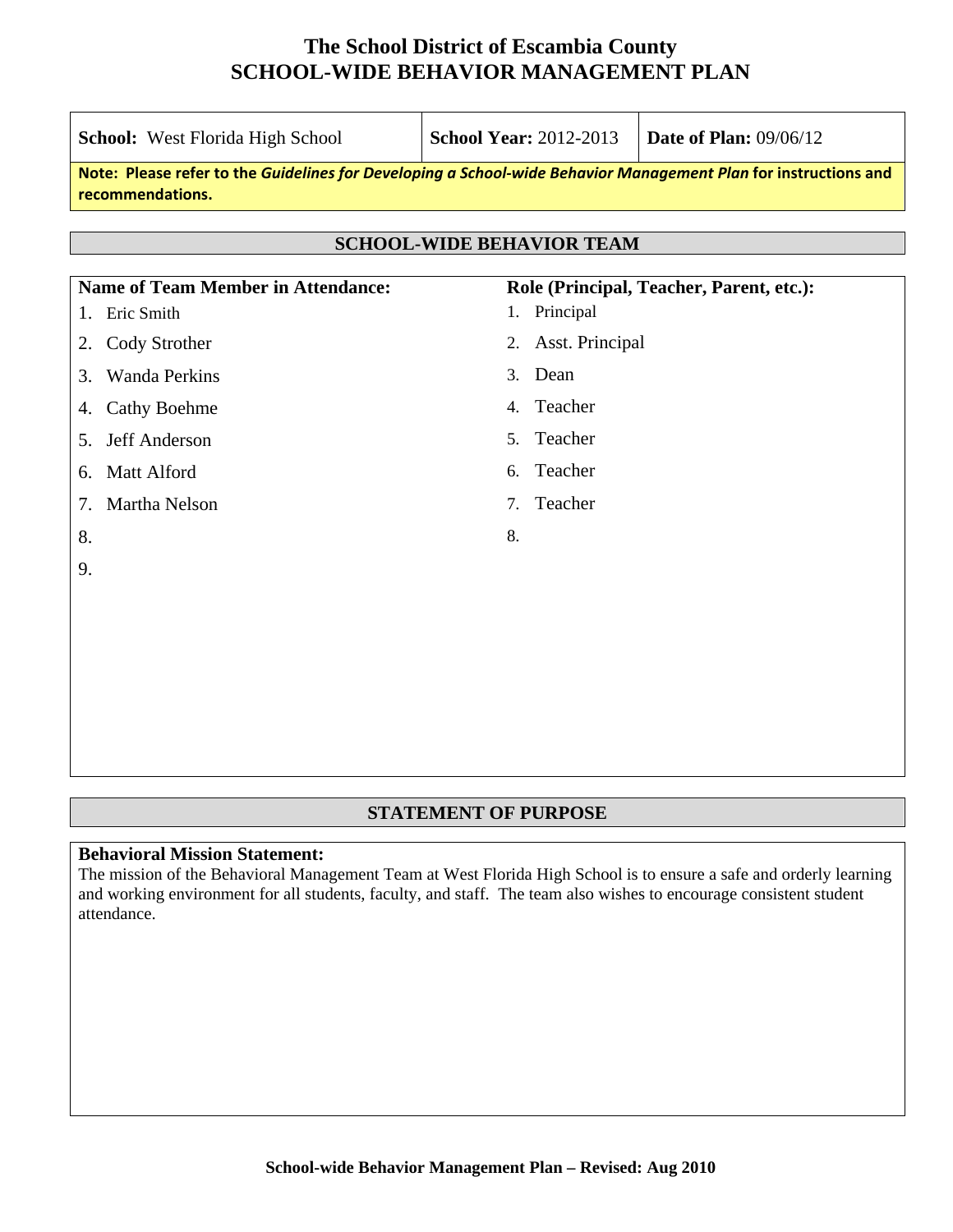# The School District of Escambia County
# SCHOOL-WIDE BEHAVIOR MANAGEMENT PLAN

| **School:** West Florida High School | **School Year:** 2012-2013 | **Date of Plan:** 09/06/12 |
|---|---|---|

**Note: Please refer to the *Guidelines for Developing a School-wide Behavior Management Plan* for instructions and recommendations.**

## SCHOOL-WIDE BEHAVIOR TEAM

| Name of Team Member in Attendance: | Role (Principal, Teacher, Parent, etc.): |
|---|---|
| 1. Eric Smith | 1. Principal |
| 2. Cody Strother | 2. Asst. Principal |
| 3. Wanda Perkins | 3. Dean |
| 4. Cathy Boehme | 4. Teacher |
| 5. Jeff Anderson | 5. Teacher |
| 6. Matt Alford | 6. Teacher |
| 7. Martha Nelson | 7. Teacher |
| 8. | 8. |
| 9. | |

## STATEMENT OF PURPOSE

**Behavioral Mission Statement:**
The mission of the Behavioral Management Team at West Florida High School is to ensure a safe and orderly learning and working environment for all students, faculty, and staff. The team also wishes to encourage consistent student attendance.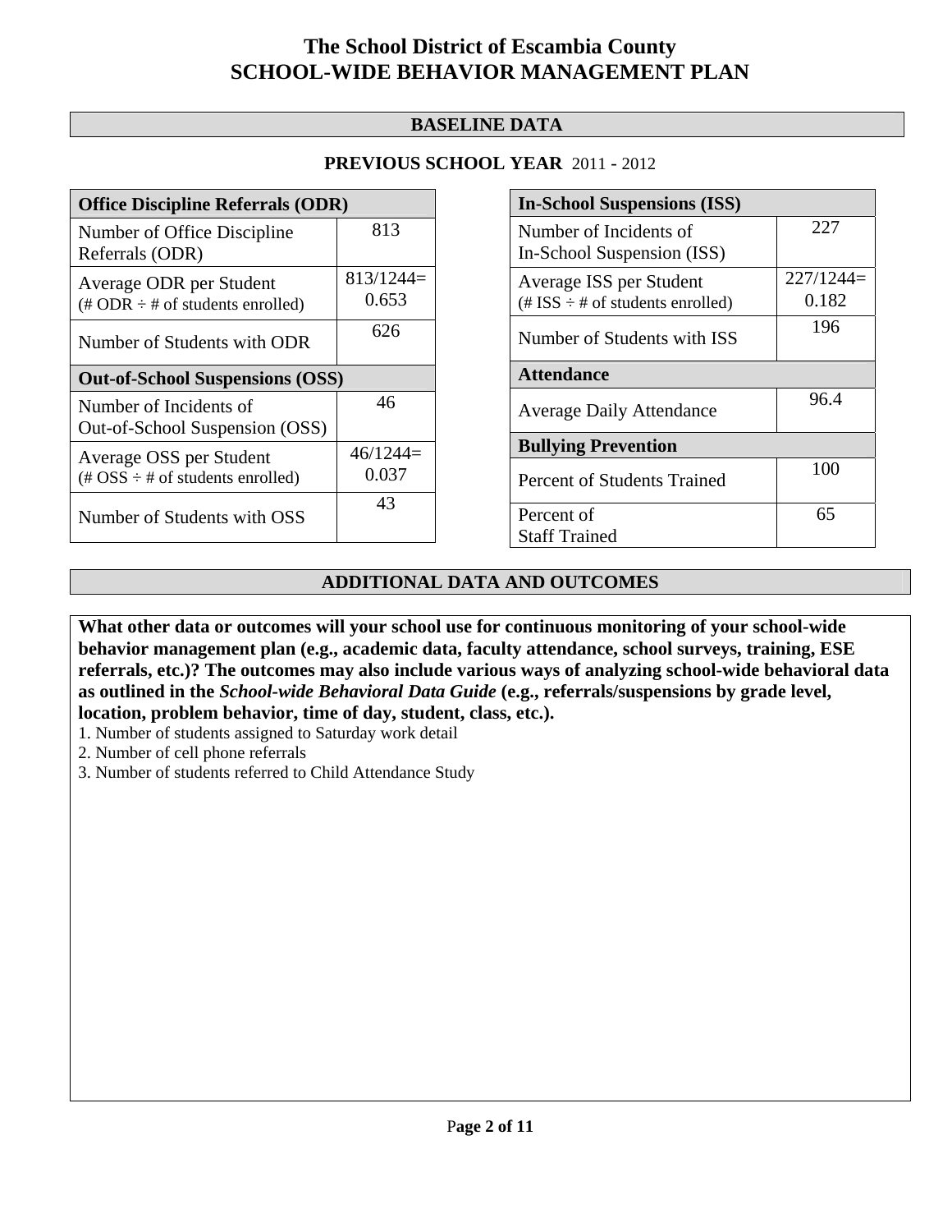# The School District of Escambia County
# SCHOOL-WIDE BEHAVIOR MANAGEMENT PLAN

## BASELINE DATA

### PREVIOUS SCHOOL YEAR 2011 - 2012

| **Office Discipline Referrals (ODR)** | |
|---|---|
| Number of Office Discipline Referrals (ODR) | 813 |
| Average ODR per Student (# ODR ÷ # of students enrolled) | 813/1244= 0.653 |
| Number of Students with ODR | 626 |
| **Out-of-School Suspensions (OSS)** | |
| Number of Incidents of Out-of-School Suspension (OSS) | 46 |
| Average OSS per Student (# OSS ÷ # of students enrolled) | 46/1244= 0.037 |
| Number of Students with OSS | 43 |

| **In-School Suspensions (ISS)** | |
|---|---|
| Number of Incidents of In-School Suspension (ISS) | 227 |
| Average ISS per Student (# ISS ÷ # of students enrolled) | 227/1244= 0.182 |
| Number of Students with ISS | 196 |
| **Attendance** | |
| Average Daily Attendance | 96.4 |
| **Bullying Prevention** | |
| Percent of Students Trained | 100 |
| Percent of Staff Trained | 65 |

## ADDITIONAL DATA AND OUTCOMES

**What other data or outcomes will your school use for continuous monitoring of your school-wide behavior management plan (e.g., academic data, faculty attendance, school surveys, training, ESE referrals, etc.)? The outcomes may also include various ways of analyzing school-wide behavioral data as outlined in the *School-wide Behavioral Data Guide* (e.g., referrals/suspensions by grade level, location, problem behavior, time of day, student, class, etc.).**

1. Number of students assigned to Saturday work detail
2. Number of cell phone referrals
3. Number of students referred to Child Attendance Study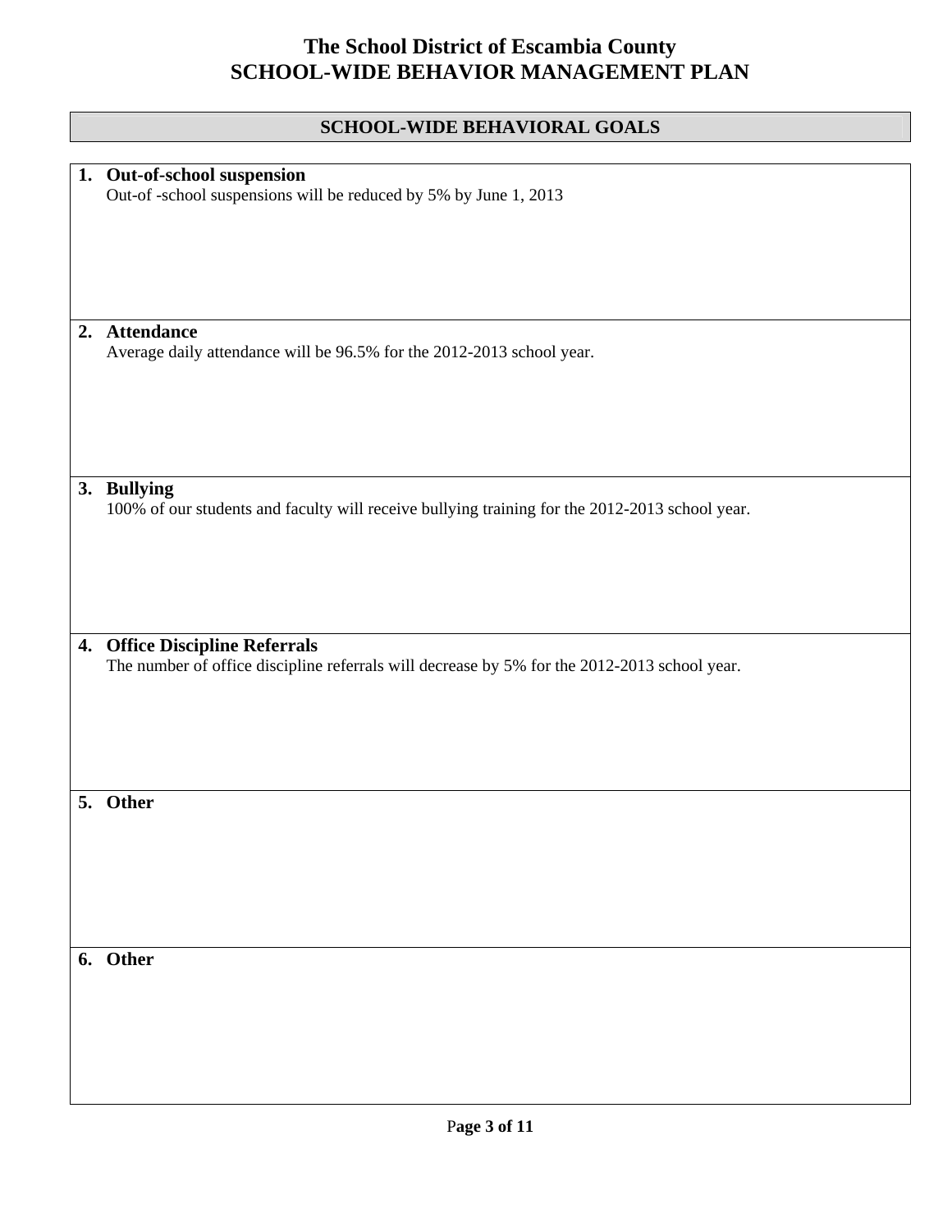# The School District of Escambia County
# SCHOOL-WIDE BEHAVIOR MANAGEMENT PLAN

## SCHOOL-WIDE BEHAVIORAL GOALS

1. **Out-of-school suspension**
   Out-of -school suspensions will be reduced by 5% by June 1, 2013

2. **Attendance**
   Average daily attendance will be 96.5% for the 2012-2013 school year.

3. **Bullying**
   100% of our students and faculty will receive bullying training for the 2012-2013 school year.

4. **Office Discipline Referrals**
   The number of office discipline referrals will decrease by 5% for the 2012-2013 school year.

5. **Other**

6. **Other**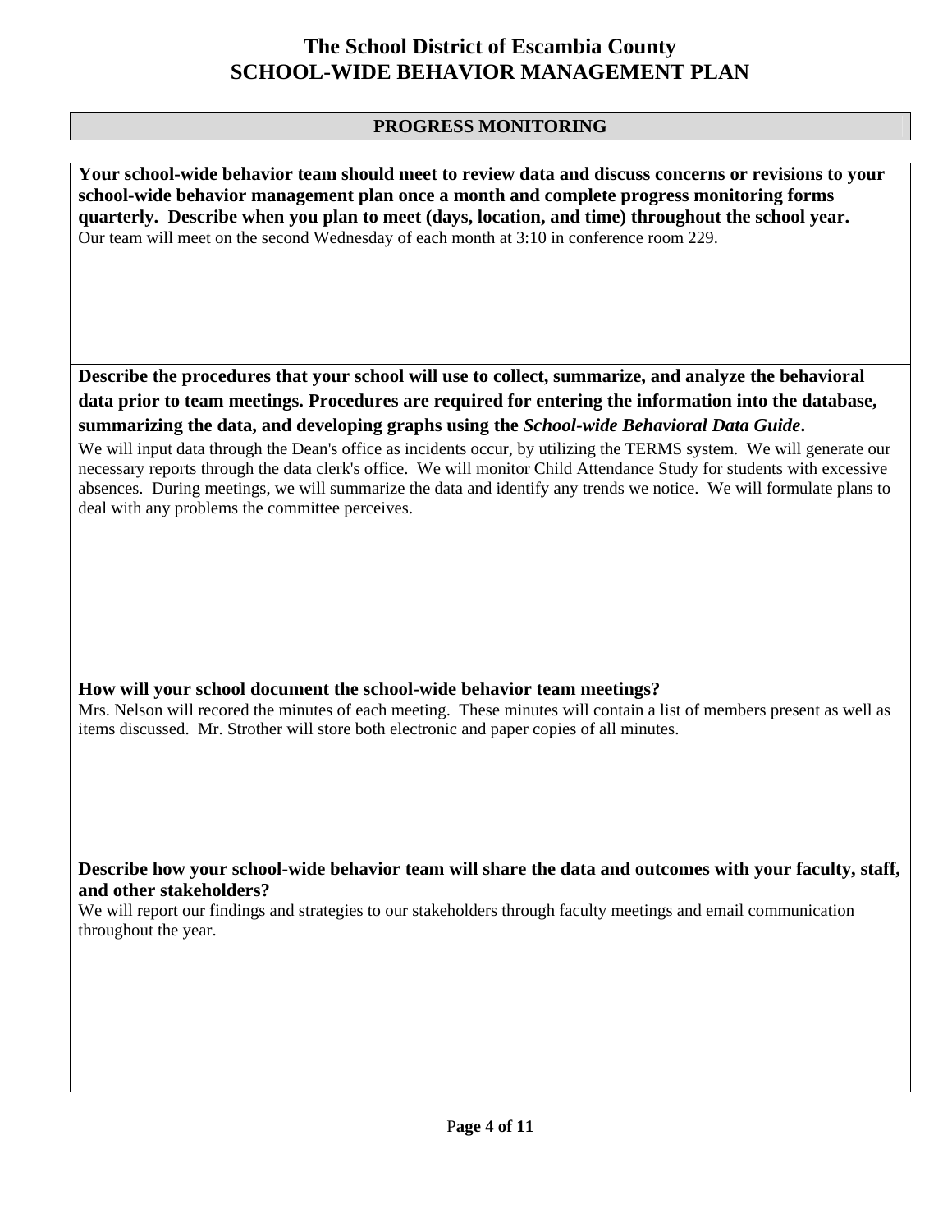# The School District of Escambia County
# SCHOOL-WIDE BEHAVIOR MANAGEMENT PLAN

## PROGRESS MONITORING

**Your school-wide behavior team should meet to review data and discuss concerns or revisions to your school-wide behavior management plan once a month and complete progress monitoring forms quarterly. Describe when you plan to meet (days, location, and time) throughout the school year.**

Our team will meet on the second Wednesday of each month at 3:10 in conference room 229.

**Describe the procedures that your school will use to collect, summarize, and analyze the behavioral data prior to team meetings. Procedures are required for entering the information into the database, summarizing the data, and developing graphs using the *School-wide Behavioral Data Guide*.**

We will input data through the Dean's office as incidents occur, by utilizing the TERMS system. We will generate our necessary reports through the data clerk's office. We will monitor Child Attendance Study for students with excessive absences. During meetings, we will summarize the data and identify any trends we notice. We will formulate plans to deal with any problems the committee perceives.

**How will your school document the school-wide behavior team meetings?**

Mrs. Nelson will recored the minutes of each meeting. These minutes will contain a list of members present as well as items discussed. Mr. Strother will store both electronic and paper copies of all minutes.

**Describe how your school-wide behavior team will share the data and outcomes with your faculty, staff, and other stakeholders?**

We will report our findings and strategies to our stakeholders through faculty meetings and email communication throughout the year.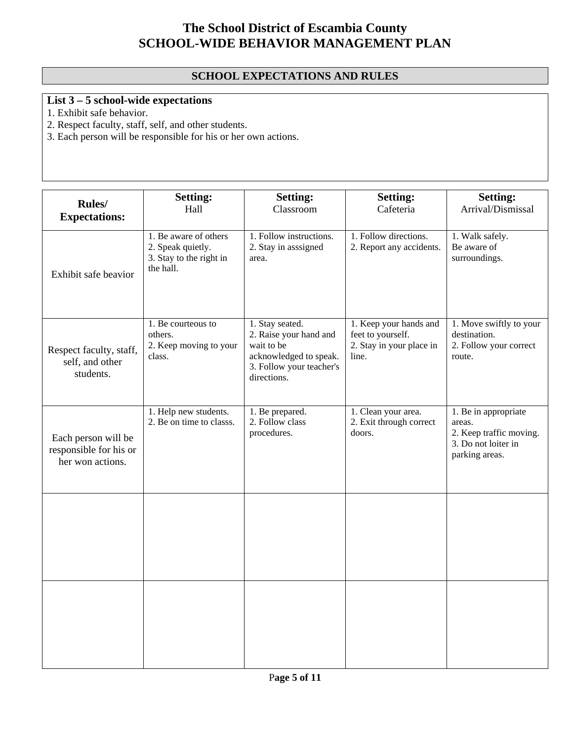# The School District of Escambia County
# SCHOOL-WIDE BEHAVIOR MANAGEMENT PLAN

## SCHOOL EXPECTATIONS AND RULES

**List 3 – 5 school-wide expectations**

1. Exhibit safe behavior.
2. Respect faculty, staff, self, and other students.
3. Each person will be responsible for his or her own actions.

| **Rules/ Expectations:** | **Setting:** Hall | **Setting:** Classroom | **Setting:** Cafeteria | **Setting:** Arrival/Dismissal |
|---|---|---|---|---|
| Exhibit safe beavior | 1. Be aware of others<br>2. Speak quietly.<br>3. Stay to the right in the hall. | 1. Follow instructions.<br>2. Stay in asssigned area. | 1. Follow directions.<br>2. Report any accidents. | 1. Walk safely.<br>Be aware of surroundings. |
| Respect faculty, staff, self, and other students. | 1. Be courteous to others.<br>2. Keep moving to your class. | 1. Stay seated.<br>2. Raise your hand and wait to be acknowledged to speak.<br>3. Follow your teacher's directions. | 1. Keep your hands and feet to yourself.<br>2. Stay in your place in line. | 1. Move swiftly to your destination.<br>2. Follow your correct route. |
| Each person will be responsible for his or her won actions. | 1. Help new students.<br>2. Be on time to classs. | 1. Be prepared.<br>2. Follow class procedures. | 1. Clean your area.<br>2. Exit through correct doors. | 1. Be in appropriate areas.<br>2. Keep traffic moving.<br>3. Do not loiter in parking areas. |
| | | | | |
| | | | | |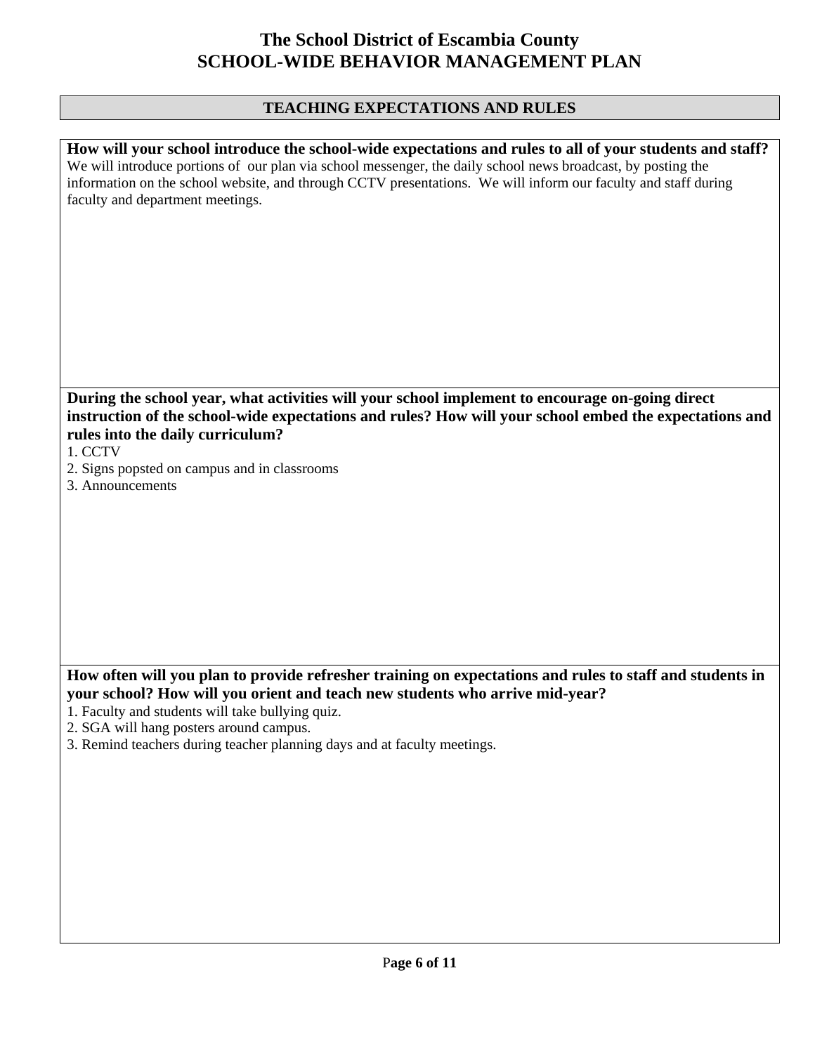# The School District of Escambia County
# SCHOOL-WIDE BEHAVIOR MANAGEMENT PLAN

## TEACHING EXPECTATIONS AND RULES

**How will your school introduce the school-wide expectations and rules to all of your students and staff?**

We will introduce portions of our plan via school messenger, the daily school news broadcast, by posting the information on the school website, and through CCTV presentations. We will inform our faculty and staff during faculty and department meetings.

**During the school year, what activities will your school implement to encourage on-going direct instruction of the school-wide expectations and rules? How will your school embed the expectations and rules into the daily curriculum?**

1. CCTV
2. Signs popsted on campus and in classrooms
3. Announcements

**How often will you plan to provide refresher training on expectations and rules to staff and students in your school? How will you orient and teach new students who arrive mid-year?**

1. Faculty and students will take bullying quiz.
2. SGA will hang posters around campus.
3. Remind teachers during teacher planning days and at faculty meetings.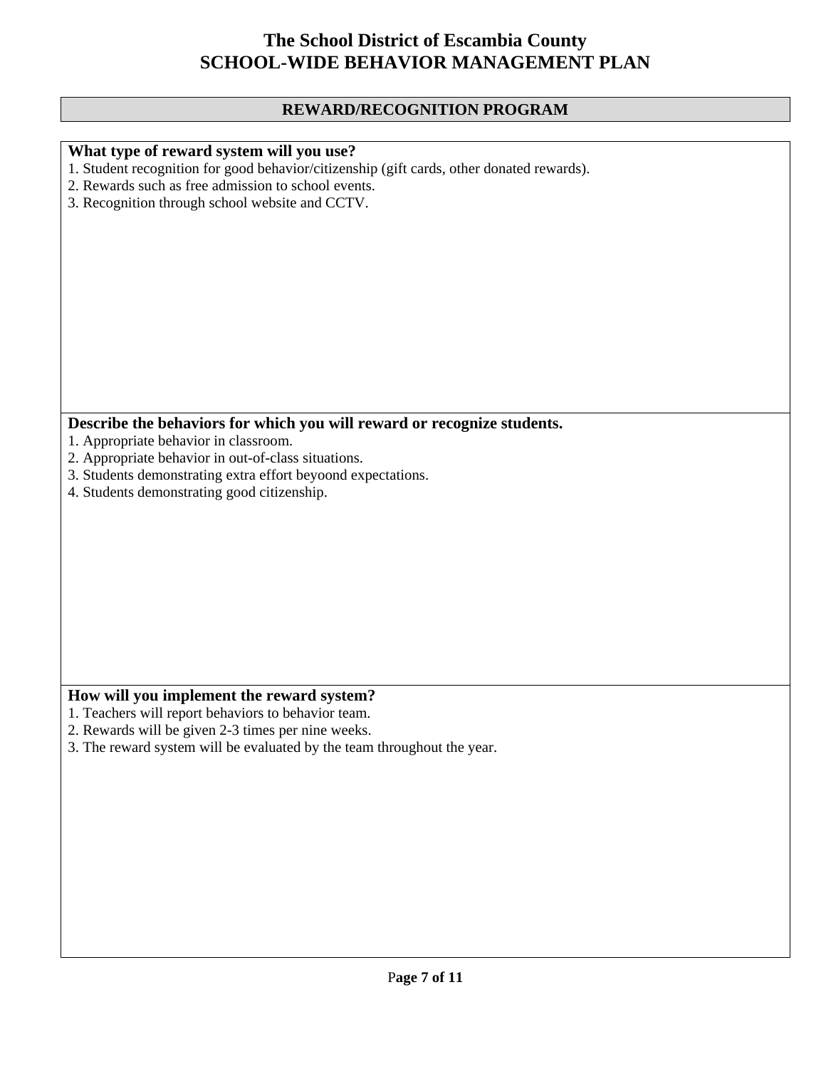# The School District of Escambia County
# SCHOOL-WIDE BEHAVIOR MANAGEMENT PLAN

## REWARD/RECOGNITION PROGRAM

**What type of reward system will you use?**

1. Student recognition for good behavior/citizenship (gift cards, other donated rewards).
2. Rewards such as free admission to school events.
3. Recognition through school website and CCTV.

**Describe the behaviors for which you will reward or recognize students.**

1. Appropriate behavior in classroom.
2. Appropriate behavior in out-of-class situations.
3. Students demonstrating extra effort beyoond expectations.
4. Students demonstrating good citizenship.

**How will you implement the reward system?**

1. Teachers will report behaviors to behavior team.
2. Rewards will be given 2-3 times per nine weeks.
3. The reward system will be evaluated by the team throughout the year.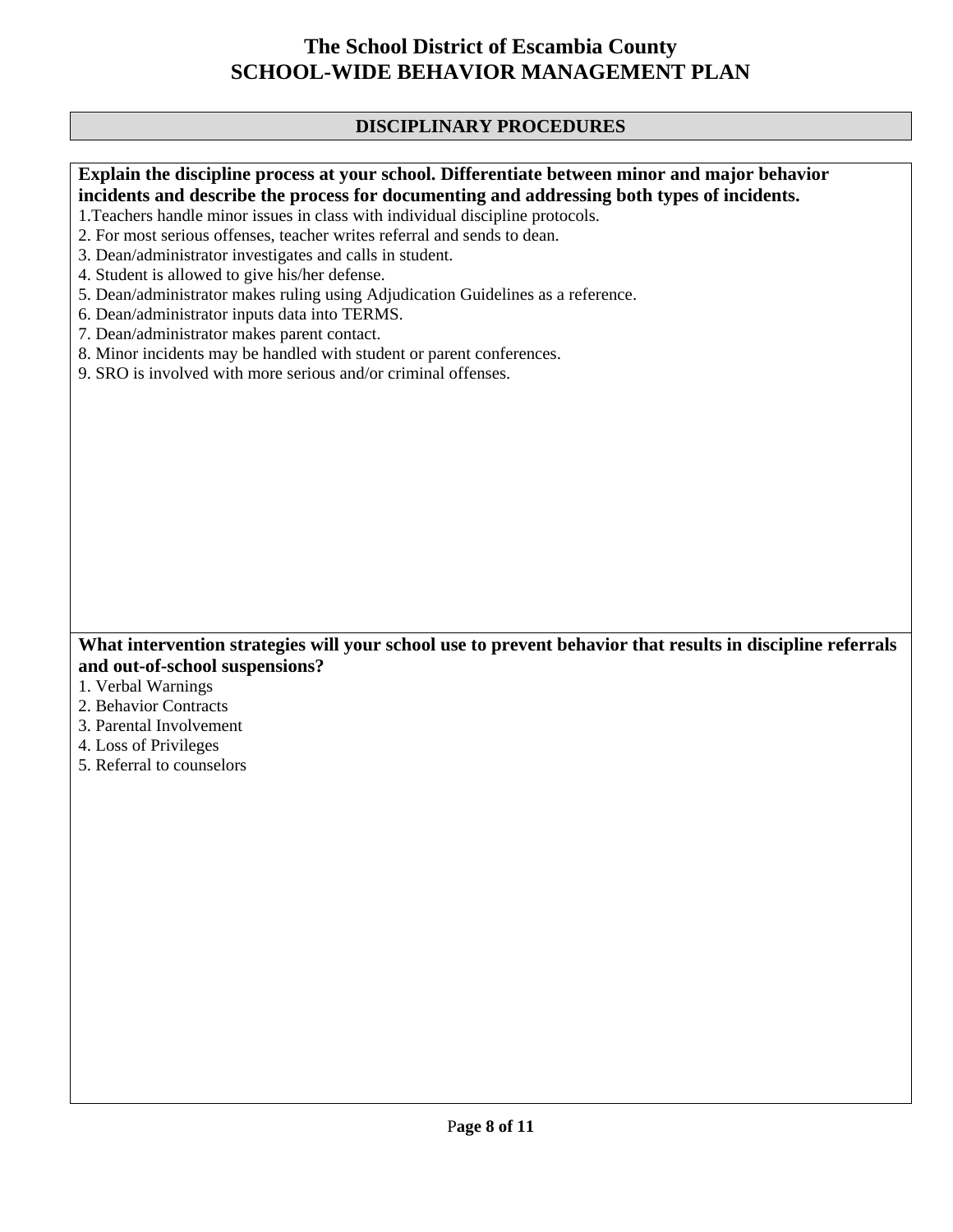# The School District of Escambia County
# SCHOOL-WIDE BEHAVIOR MANAGEMENT PLAN

## DISCIPLINARY PROCEDURES

**Explain the discipline process at your school. Differentiate between minor and major behavior incidents and describe the process for documenting and addressing both types of incidents.**

1. Teachers handle minor issues in class with individual discipline protocols.
2. For most serious offenses, teacher writes referral and sends to dean.
3. Dean/administrator investigates and calls in student.
4. Student is allowed to give his/her defense.
5. Dean/administrator makes ruling using Adjudication Guidelines as a reference.
6. Dean/administrator inputs data into TERMS.
7. Dean/administrator makes parent contact.
8. Minor incidents may be handled with student or parent conferences.
9. SRO is involved with more serious and/or criminal offenses.

**What intervention strategies will your school use to prevent behavior that results in discipline referrals and out-of-school suspensions?**

1. Verbal Warnings
2. Behavior Contracts
3. Parental Involvement
4. Loss of Privileges
5. Referral to counselors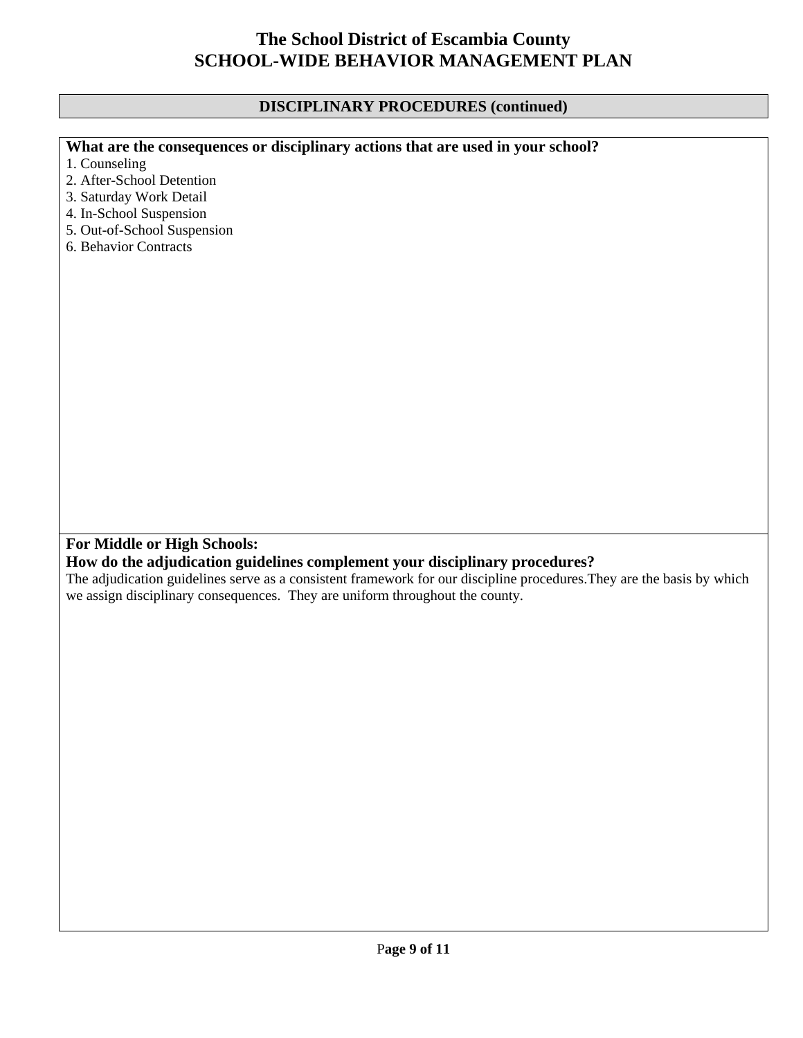# The School District of Escambia County
# SCHOOL-WIDE BEHAVIOR MANAGEMENT PLAN

## DISCIPLINARY PROCEDURES (continued)

**What are the consequences or disciplinary actions that are used in your school?**

1. Counseling
2. After-School Detention
3. Saturday Work Detail
4. In-School Suspension
5. Out-of-School Suspension
6. Behavior Contracts

**For Middle or High Schools:**
**How do the adjudication guidelines complement your disciplinary procedures?**

The adjudication guidelines serve as a consistent framework for our discipline procedures.They are the basis by which we assign disciplinary consequences. They are uniform throughout the county.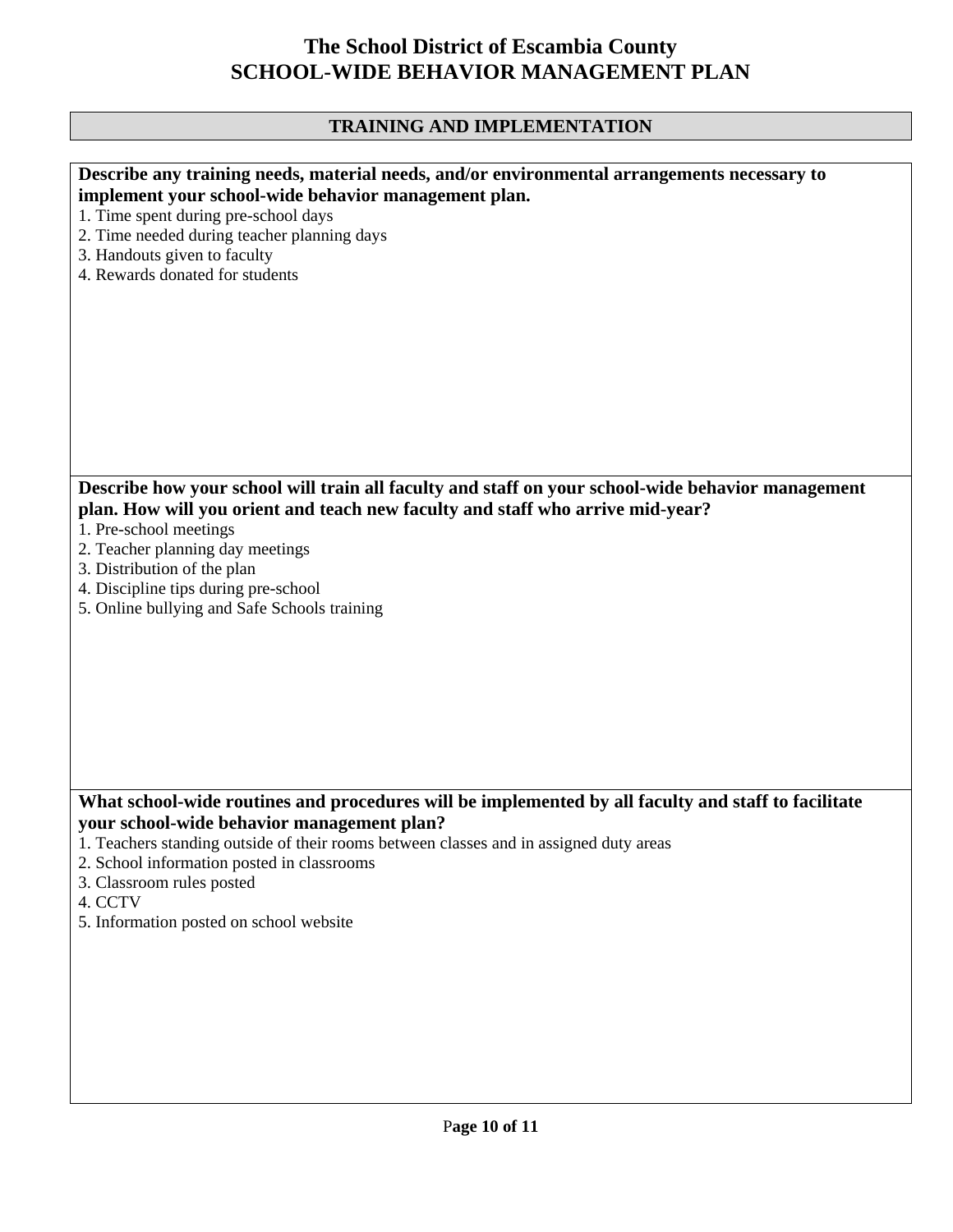# The School District of Escambia County
# SCHOOL-WIDE BEHAVIOR MANAGEMENT PLAN

## TRAINING AND IMPLEMENTATION

**Describe any training needs, material needs, and/or environmental arrangements necessary to implement your school-wide behavior management plan.**

1. Time spent during pre-school days
2. Time needed during teacher planning days
3. Handouts given to faculty
4. Rewards donated for students

**Describe how your school will train all faculty and staff on your school-wide behavior management plan. How will you orient and teach new faculty and staff who arrive mid-year?**

1. Pre-school meetings
2. Teacher planning day meetings
3. Distribution of the plan
4. Discipline tips during pre-school
5. Online bullying and Safe Schools training

**What school-wide routines and procedures will be implemented by all faculty and staff to facilitate your school-wide behavior management plan?**

1. Teachers standing outside of their rooms between classes and in assigned duty areas
2. School information posted in classrooms
3. Classroom rules posted
4. CCTV
5. Information posted on school website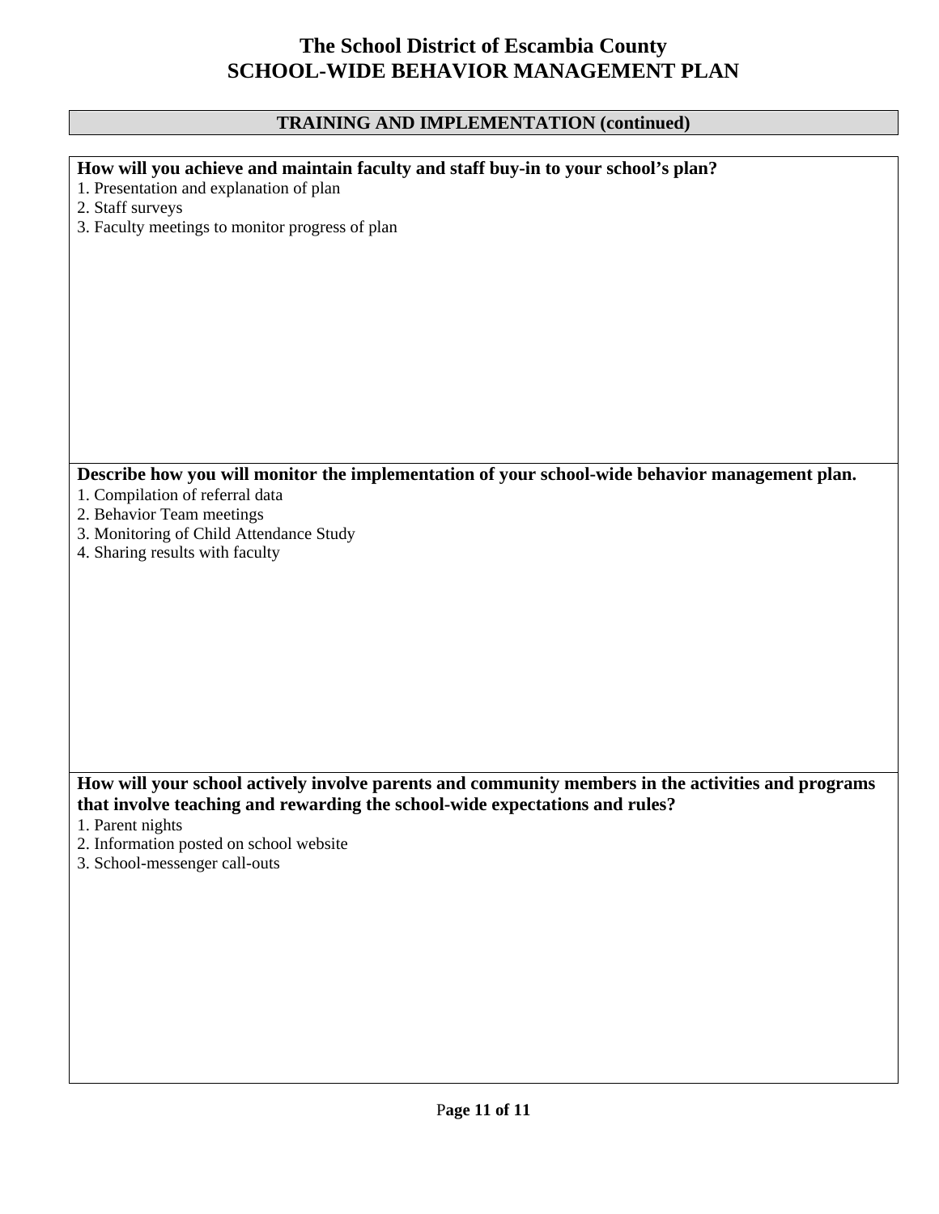# The School District of Escambia County
# SCHOOL-WIDE BEHAVIOR MANAGEMENT PLAN

## TRAINING AND IMPLEMENTATION (continued)

**How will you achieve and maintain faculty and staff buy-in to your school's plan?**

1. Presentation and explanation of plan
2. Staff surveys
3. Faculty meetings to monitor progress of plan

**Describe how you will monitor the implementation of your school-wide behavior management plan.**

1. Compilation of referral data
2. Behavior Team meetings
3. Monitoring of Child Attendance Study
4. Sharing results with faculty

**How will your school actively involve parents and community members in the activities and programs that involve teaching and rewarding the school-wide expectations and rules?**

1. Parent nights
2. Information posted on school website
3. School-messenger call-outs